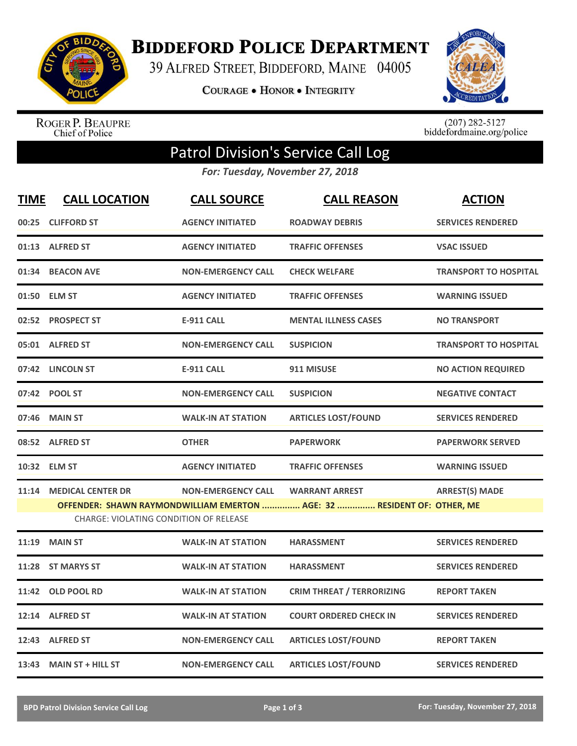# Biddeford Police Department

39 Alfred Street, Biddeford, Maine 04005

Courage • Honor • Integrity

Roger P. Beaupre
Chief of Police

(207) 282-5127
biddefordmaine.org/police

## Patrol Division's Service Call Log

*For: Tuesday, November 27, 2018*

| TIME | CALL LOCATION | CALL SOURCE | CALL REASON | ACTION |
|---|---|---|---|---|
| 00:25 | CLIFFORD ST | AGENCY INITIATED | ROADWAY DEBRIS | SERVICES RENDERED |
| 01:13 | ALFRED ST | AGENCY INITIATED | TRAFFIC OFFENSES | VSAC ISSUED |
| 01:34 | BEACON AVE | NON-EMERGENCY CALL | CHECK WELFARE | TRANSPORT TO HOSPITAL |
| 01:50 | ELM ST | AGENCY INITIATED | TRAFFIC OFFENSES | WARNING ISSUED |
| 02:52 | PROSPECT ST | E-911 CALL | MENTAL ILLNESS CASES | NO TRANSPORT |
| 05:01 | ALFRED ST | NON-EMERGENCY CALL | SUSPICION | TRANSPORT TO HOSPITAL |
| 07:42 | LINCOLN ST | E-911 CALL | 911 MISUSE | NO ACTION REQUIRED |
| 07:42 | POOL ST | NON-EMERGENCY CALL | SUSPICION | NEGATIVE CONTACT |
| 07:46 | MAIN ST | WALK-IN AT STATION | ARTICLES LOST/FOUND | SERVICES RENDERED |
| 08:52 | ALFRED ST | OTHER | PAPERWORK | PAPERWORK SERVED |
| 10:32 | ELM ST | AGENCY INITIATED | TRAFFIC OFFENSES | WARNING ISSUED |
| 11:14 | MEDICAL CENTER DR | NON-EMERGENCY CALL | WARRANT ARREST | ARREST(S) MADE |

**OFFENDER: SHAWN RAYMONDWILLIAM EMERTON ............... AGE: 32 ............... RESIDENT OF: OTHER, ME**

CHARGE: VIOLATING CONDITION OF RELEASE

| TIME | CALL LOCATION | CALL SOURCE | CALL REASON | ACTION |
|---|---|---|---|---|
| 11:19 | MAIN ST | WALK-IN AT STATION | HARASSMENT | SERVICES RENDERED |
| 11:28 | ST MARYS ST | WALK-IN AT STATION | HARASSMENT | SERVICES RENDERED |
| 11:42 | OLD POOL RD | WALK-IN AT STATION | CRIM THREAT / TERRORIZING | REPORT TAKEN |
| 12:14 | ALFRED ST | WALK-IN AT STATION | COURT ORDERED CHECK IN | SERVICES RENDERED |
| 12:43 | ALFRED ST | NON-EMERGENCY CALL | ARTICLES LOST/FOUND | REPORT TAKEN |
| 13:43 | MAIN ST + HILL ST | NON-EMERGENCY CALL | ARTICLES LOST/FOUND | SERVICES RENDERED |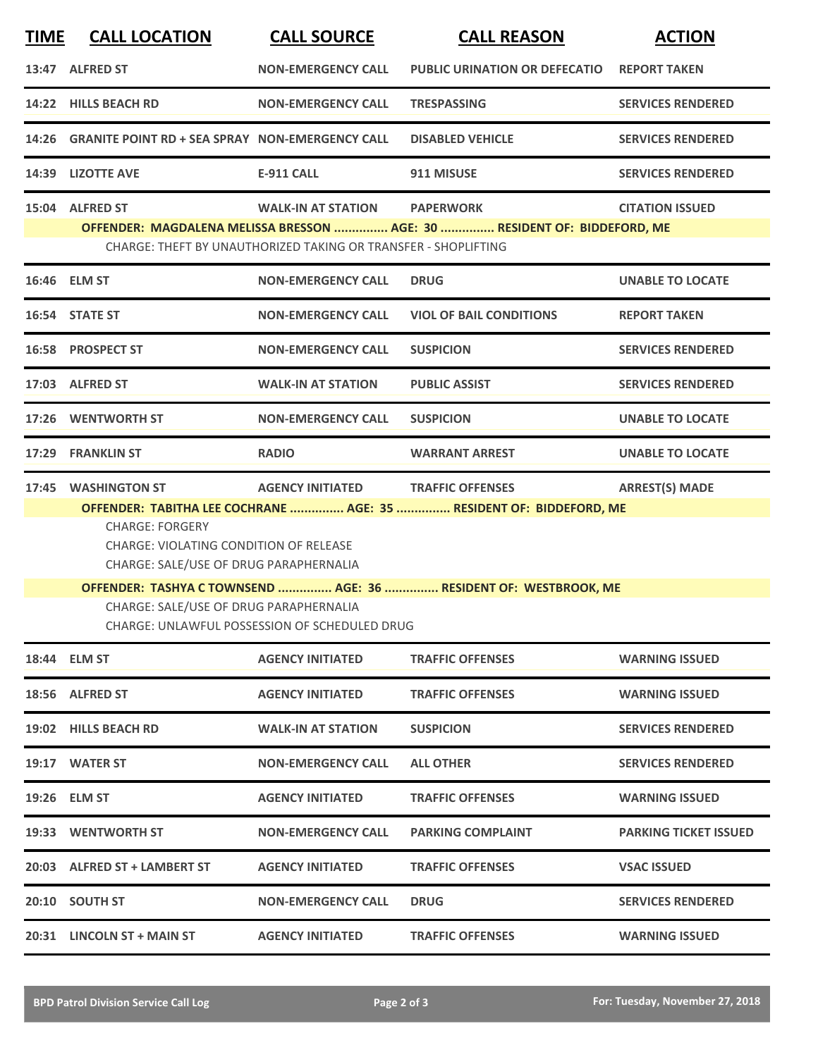| TIME | CALL LOCATION | CALL SOURCE | CALL REASON | ACTION |
|---|---|---|---|---|
| 13:47 | ALFRED ST | NON-EMERGENCY CALL | PUBLIC URINATION OR DEFECATIO | REPORT TAKEN |
| 14:22 | HILLS BEACH RD | NON-EMERGENCY CALL | TRESPASSING | SERVICES RENDERED |
| 14:26 | GRANITE POINT RD + SEA SPRAY | NON-EMERGENCY CALL | DISABLED VEHICLE | SERVICES RENDERED |
| 14:39 | LIZOTTE AVE | E-911 CALL | 911 MISUSE | SERVICES RENDERED |
| 15:04 | ALFRED ST | WALK-IN AT STATION | PAPERWORK | CITATION ISSUED |

**OFFENDER: MAGDALENA MELISSA BRESSON ............... AGE: 30 ............... RESIDENT OF: BIDDEFORD, ME**

CHARGE: THEFT BY UNAUTHORIZED TAKING OR TRANSFER - SHOPLIFTING

| TIME | CALL LOCATION | CALL SOURCE | CALL REASON | ACTION |
|---|---|---|---|---|
| 16:46 | ELM ST | NON-EMERGENCY CALL | DRUG | UNABLE TO LOCATE |
| 16:54 | STATE ST | NON-EMERGENCY CALL | VIOL OF BAIL CONDITIONS | REPORT TAKEN |
| 16:58 | PROSPECT ST | NON-EMERGENCY CALL | SUSPICION | SERVICES RENDERED |
| 17:03 | ALFRED ST | WALK-IN AT STATION | PUBLIC ASSIST | SERVICES RENDERED |
| 17:26 | WENTWORTH ST | NON-EMERGENCY CALL | SUSPICION | UNABLE TO LOCATE |
| 17:29 | FRANKLIN ST | RADIO | WARRANT ARREST | UNABLE TO LOCATE |
| 17:45 | WASHINGTON ST | AGENCY INITIATED | TRAFFIC OFFENSES | ARREST(S) MADE |

**OFFENDER: TABITHA LEE COCHRANE ............... AGE: 35 ............... RESIDENT OF: BIDDEFORD, ME**

CHARGE: FORGERY
CHARGE: VIOLATING CONDITION OF RELEASE
CHARGE: SALE/USE OF DRUG PARAPHERNALIA

**OFFENDER: TASHYA C TOWNSEND ............... AGE: 36 ............... RESIDENT OF: WESTBROOK, ME**

CHARGE: SALE/USE OF DRUG PARAPHERNALIA
CHARGE: UNLAWFUL POSSESSION OF SCHEDULED DRUG

| TIME | CALL LOCATION | CALL SOURCE | CALL REASON | ACTION |
|---|---|---|---|---|
| 18:44 | ELM ST | AGENCY INITIATED | TRAFFIC OFFENSES | WARNING ISSUED |
| 18:56 | ALFRED ST | AGENCY INITIATED | TRAFFIC OFFENSES | WARNING ISSUED |
| 19:02 | HILLS BEACH RD | WALK-IN AT STATION | SUSPICION | SERVICES RENDERED |
| 19:17 | WATER ST | NON-EMERGENCY CALL | ALL OTHER | SERVICES RENDERED |
| 19:26 | ELM ST | AGENCY INITIATED | TRAFFIC OFFENSES | WARNING ISSUED |
| 19:33 | WENTWORTH ST | NON-EMERGENCY CALL | PARKING COMPLAINT | PARKING TICKET ISSUED |
| 20:03 | ALFRED ST + LAMBERT ST | AGENCY INITIATED | TRAFFIC OFFENSES | VSAC ISSUED |
| 20:10 | SOUTH ST | NON-EMERGENCY CALL | DRUG | SERVICES RENDERED |
| 20:31 | LINCOLN ST + MAIN ST | AGENCY INITIATED | TRAFFIC OFFENSES | WARNING ISSUED |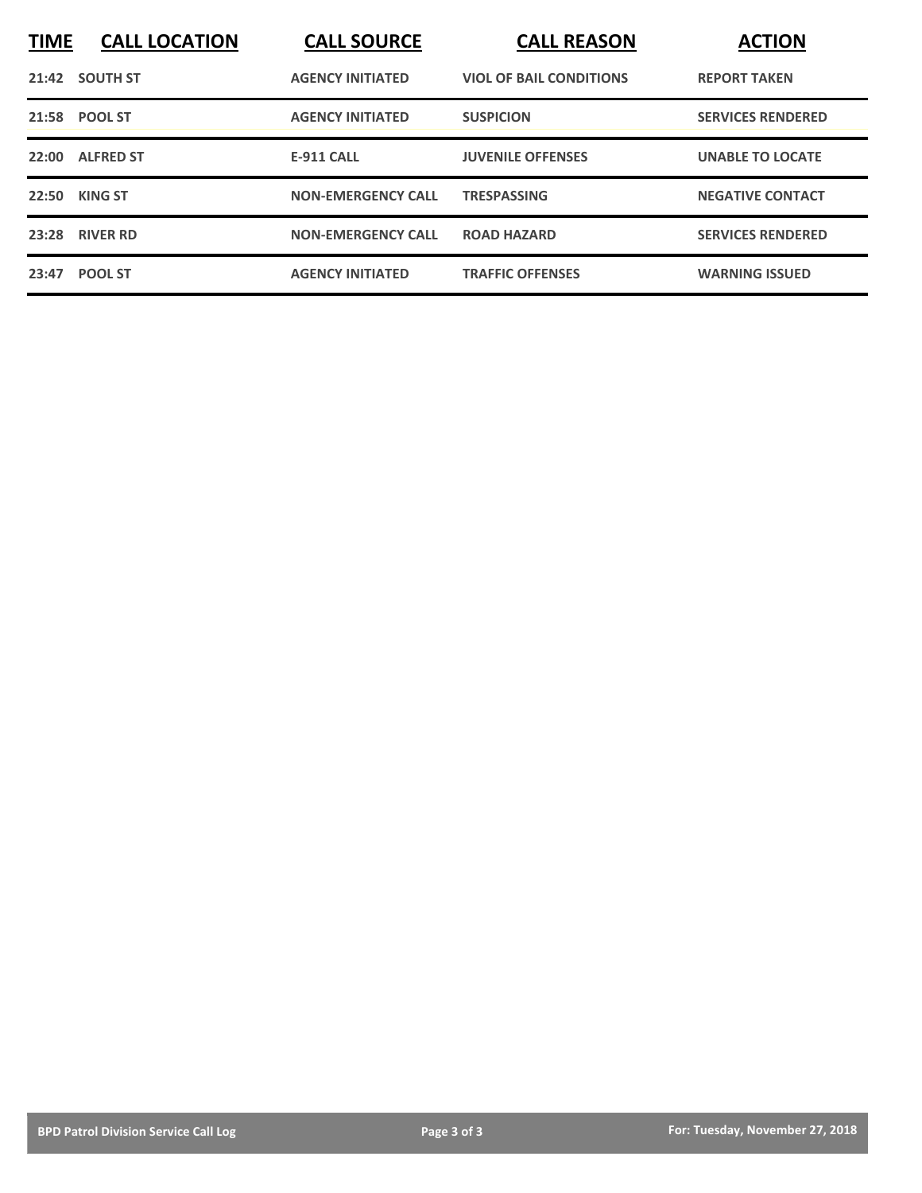| TIME | CALL LOCATION | CALL SOURCE | CALL REASON | ACTION |
|---|---|---|---|---|
| 21:42 | SOUTH ST | AGENCY INITIATED | VIOL OF BAIL CONDITIONS | REPORT TAKEN |
| 21:58 | POOL ST | AGENCY INITIATED | SUSPICION | SERVICES RENDERED |
| 22:00 | ALFRED ST | E-911 CALL | JUVENILE OFFENSES | UNABLE TO LOCATE |
| 22:50 | KING ST | NON-EMERGENCY CALL | TRESPASSING | NEGATIVE CONTACT |
| 23:28 | RIVER RD | NON-EMERGENCY CALL | ROAD HAZARD | SERVICES RENDERED |
| 23:47 | POOL ST | AGENCY INITIATED | TRAFFIC OFFENSES | WARNING ISSUED |